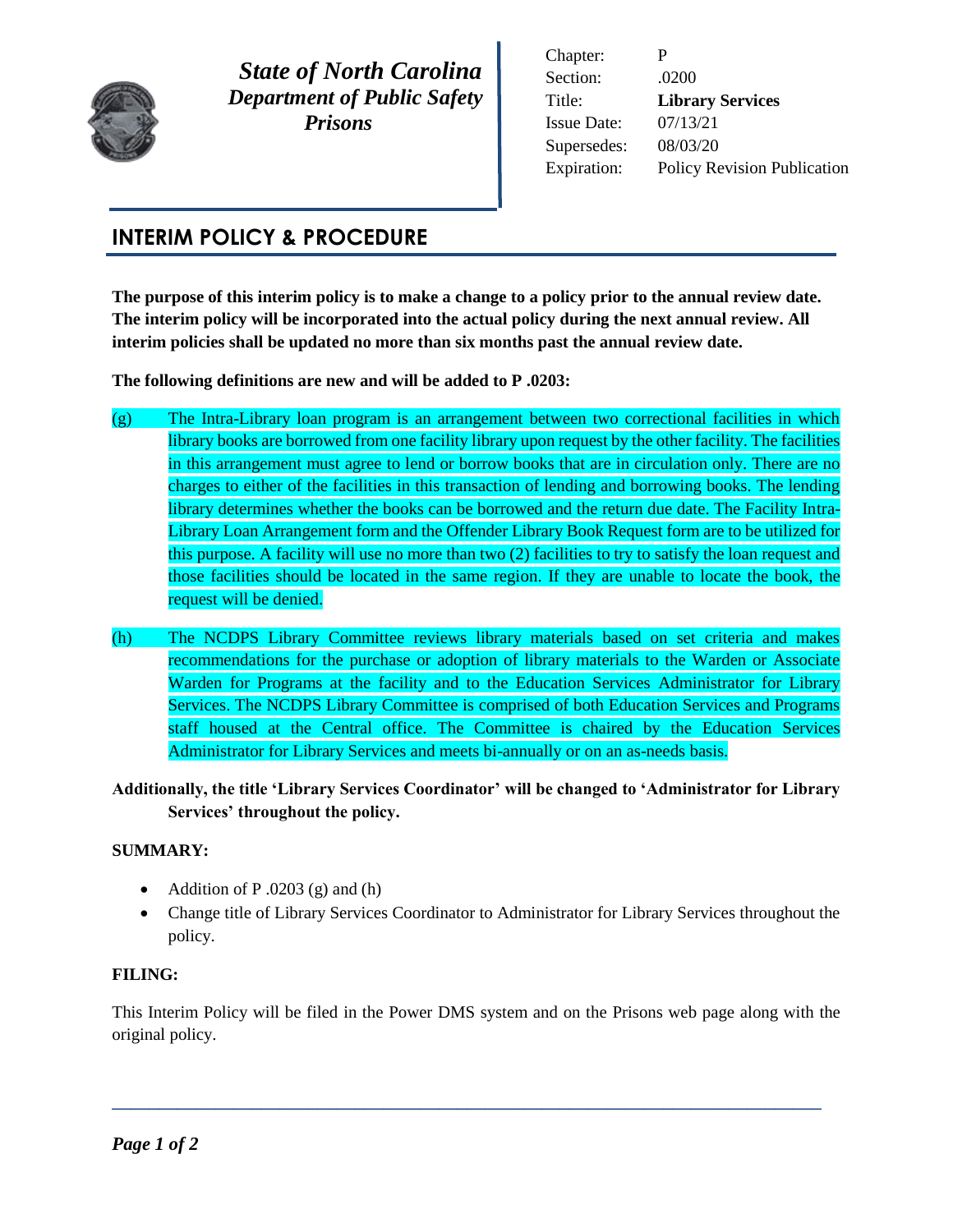**State of North Carolina**
***Department of Public Safety***
***Prisons***

| | |
|---|---|
| Chapter: | P |
| Section: | .0200 |
| Title: | **Library Services** |
| Issue Date: | 07/13/21 |
| Supersedes: | 08/03/20 |
| Expiration: | Policy Revision Publication |

# INTERIM POLICY & PROCEDURE

**The purpose of this interim policy is to make a change to a policy prior to the annual review date. The interim policy will be incorporated into the actual policy during the next annual review. All interim policies shall be updated no more than six months past the annual review date.**

**The following definitions are new and will be added to P .0203:**

(g) The Intra-Library loan program is an arrangement between two correctional facilities in which library books are borrowed from one facility library upon request by the other facility. The facilities in this arrangement must agree to lend or borrow books that are in circulation only. There are no charges to either of the facilities in this transaction of lending and borrowing books. The lending library determines whether the books can be borrowed and the return due date. The Facility Intra-Library Loan Arrangement form and the Offender Library Book Request form are to be utilized for this purpose. A facility will use no more than two (2) facilities to try to satisfy the loan request and those facilities should be located in the same region. If they are unable to locate the book, the request will be denied.

(h) The NCDPS Library Committee reviews library materials based on set criteria and makes recommendations for the purchase or adoption of library materials to the Warden or Associate Warden for Programs at the facility and to the Education Services Administrator for Library Services. The NCDPS Library Committee is comprised of both Education Services and Programs staff housed at the Central office. The Committee is chaired by the Education Services Administrator for Library Services and meets bi-annually or on an as-needs basis.

**Additionally, the title 'Library Services Coordinator' will be changed to 'Administrator for Library Services' throughout the policy.**

**SUMMARY:**

- Addition of P .0203 (g) and (h)
- Change title of Library Services Coordinator to Administrator for Library Services throughout the policy.

**FILING:**

This Interim Policy will be filed in the Power DMS system and on the Prisons web page along with the original policy.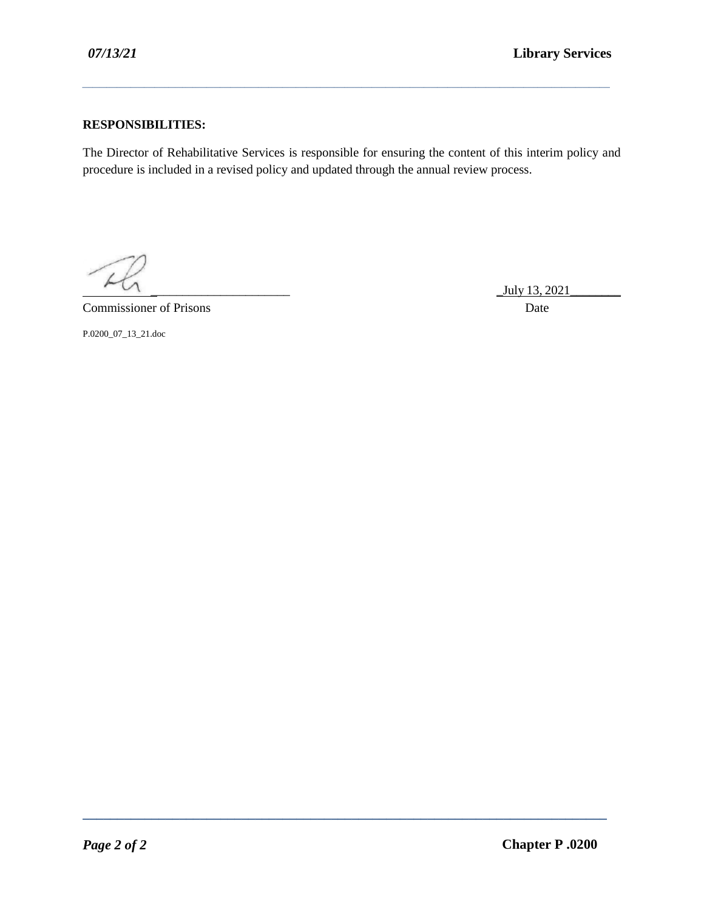**RESPONSIBILITIES:**

The Director of Rehabilitative Services is responsible for ensuring the content of this interim policy and procedure is included in a revised policy and updated through the annual review process.

_______________________________ July 13, 2021

Commissioner of Prisons Date

P.0200_07_13_21.doc